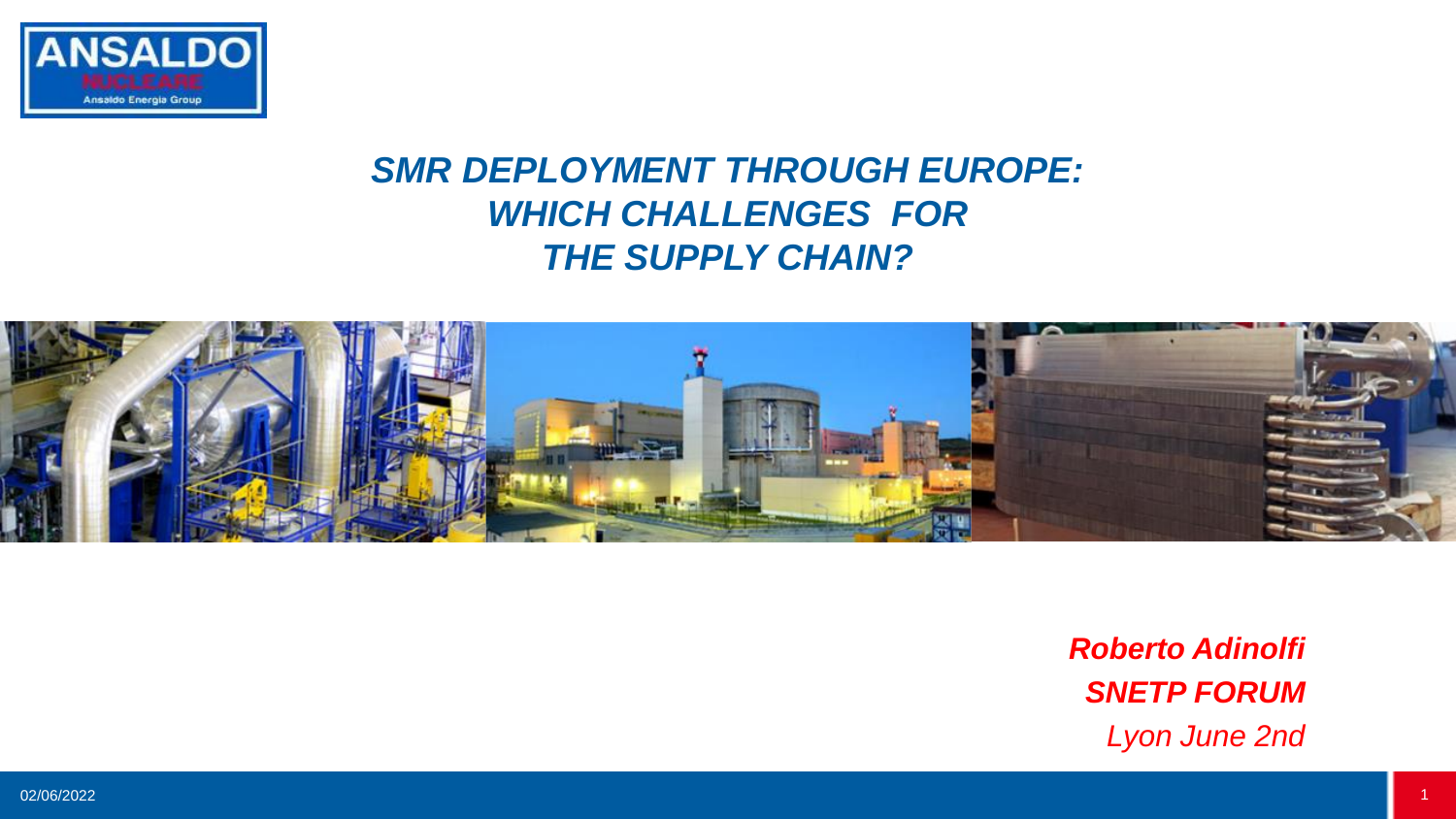# *SMR DEPLOYMENT THROUGH EUROPE: WHICH CHALLENGES FOR THE SUPPLY CHAIN?*

***Roberto Adinolfi***
***SNETP FORUM***
*Lyon June 2nd*

02/06/2022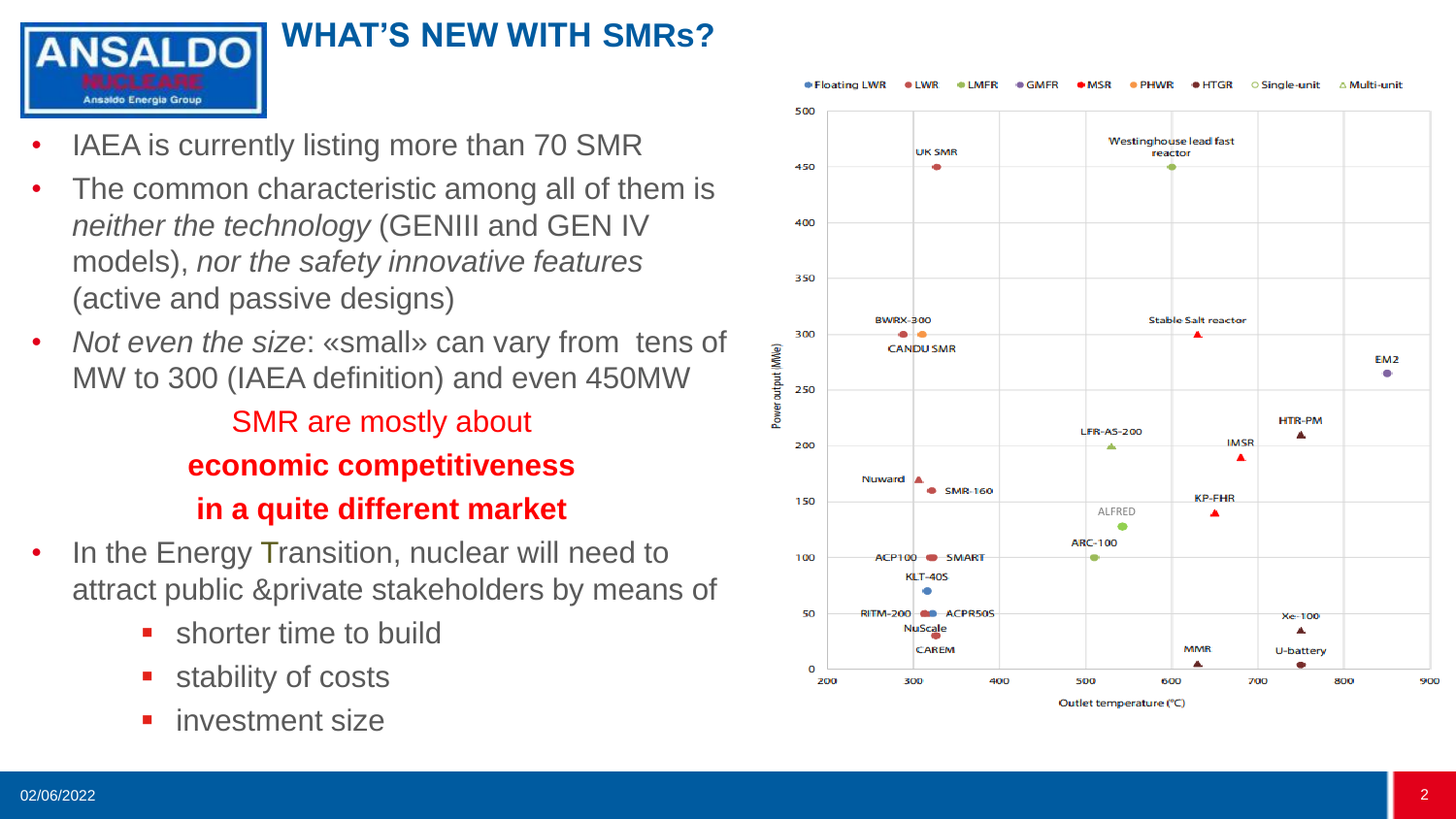# WHAT'S NEW WITH SMRs?

- IAEA is currently listing more than 70 SMR
- The common characteristic among all of them is *neither the technology* (GENIII and GEN IV models), *nor the safety innovative features* (active and passive designs)
- *Not even the size*: «small» can vary from tens of MW to 300 (IAEA definition) and even 450MW

SMR are mostly about

**economic competitiveness**

**in a quite different market**

- In the Energy Transition, nuclear will need to attract public &private stakeholders by means of
  - shorter time to build
  - stability of costs
  - investment size

Floating LWR, LWR, LMFR, GMFR, MSR, PHWR, HTGR, Single-unit, Multi-unit

Power output (MWe) vs. Outlet temperature (°C)

UK SMR, Westinghouse lead fast reactor, BWRX-300, CANDU SMR, Stable Salt reactor, EM2, LFR-AS-200, HTR-PM, IMSR, Nuward, SMR-160, KP-FHR, ALFRED, ARC-100, ACP100, SMART, KLT-40S, RITM-200, ACPR50S, NuScale, CAREM, MMR, Xe-100, U-battery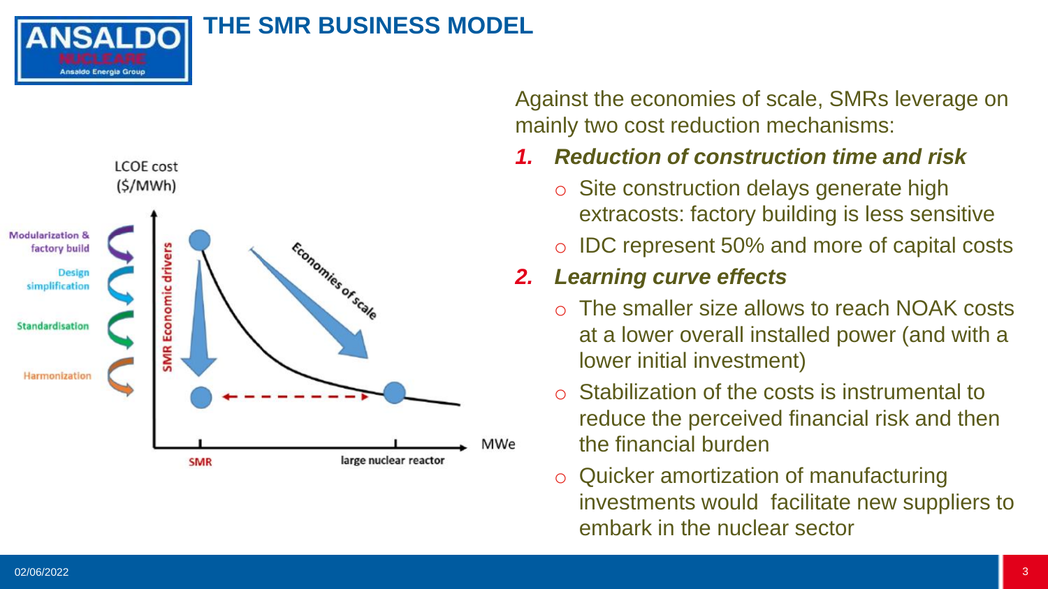# THE SMR BUSINESS MODEL

LCOE cost ($/MWh)

Modularization & factory build

Design simplification

Standardisation

Harmonization

SMR Economic drivers

Economies of scale

MWe

SMR

large nuclear reactor

Against the economies of scale, SMRs leverage on mainly two cost reduction mechanisms:

1. ***Reduction of construction time and risk***
   - Site construction delays generate high extracosts: factory building is less sensitive
   - IDC represent 50% and more of capital costs
2. ***Learning curve effects***
   - The smaller size allows to reach NOAK costs at a lower overall installed power (and with a lower initial investment)
   - Stabilization of the costs is instrumental to reduce the perceived financial risk and then the financial burden
   - Quicker amortization of manufacturing investments would facilitate new suppliers to embark in the nuclear sector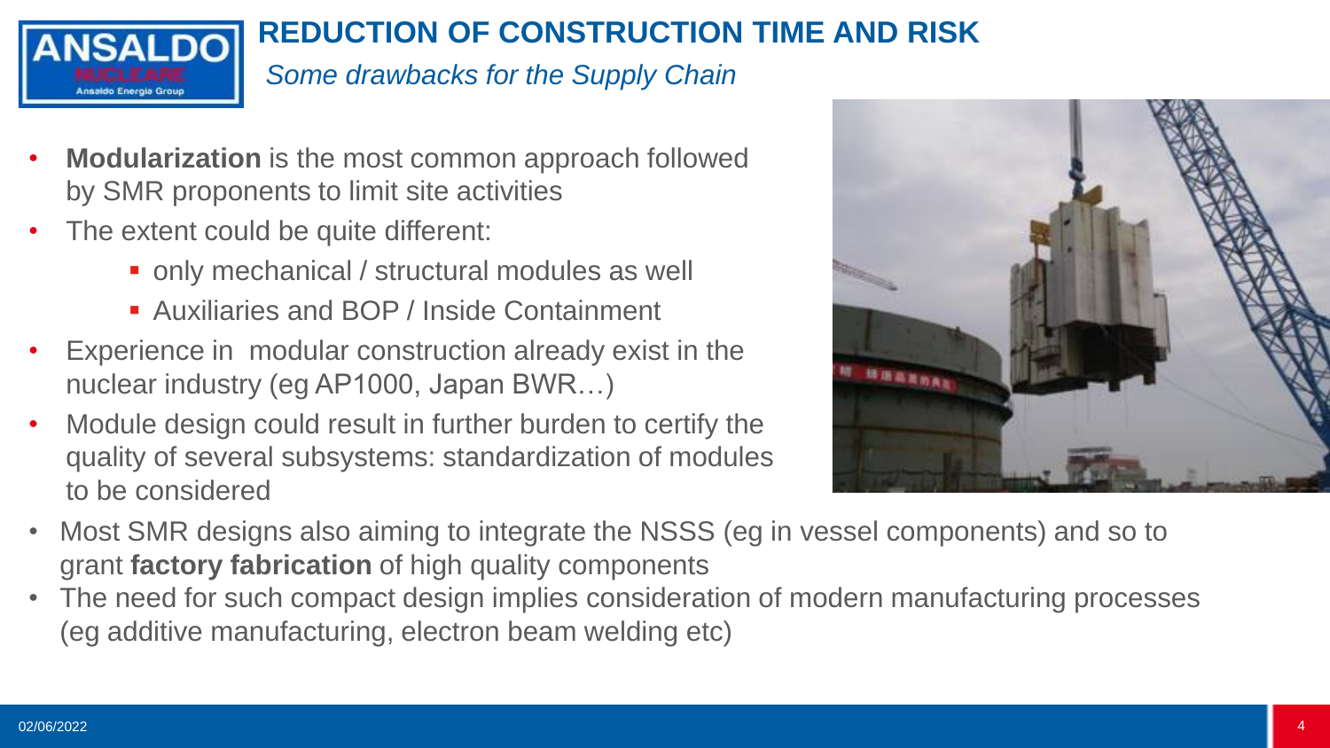# REDUCTION OF CONSTRUCTION TIME AND RISK

*Some drawbacks for the Supply Chain*

- **Modularization** is the most common approach followed by SMR proponents to limit site activities
- The extent could be quite different:
  - only mechanical / structural modules as well
  - Auxiliaries and BOP / Inside Containment
- Experience in modular construction already exist in the nuclear industry (eg AP1000, Japan BWR…)
- Module design could result in further burden to certify the quality of several subsystems: standardization of modules to be considered
- Most SMR designs also aiming to integrate the NSSS (eg in vessel components) and so to grant **factory fabrication** of high quality components
- The need for such compact design implies consideration of modern manufacturing processes (eg additive manufacturing, electron beam welding etc)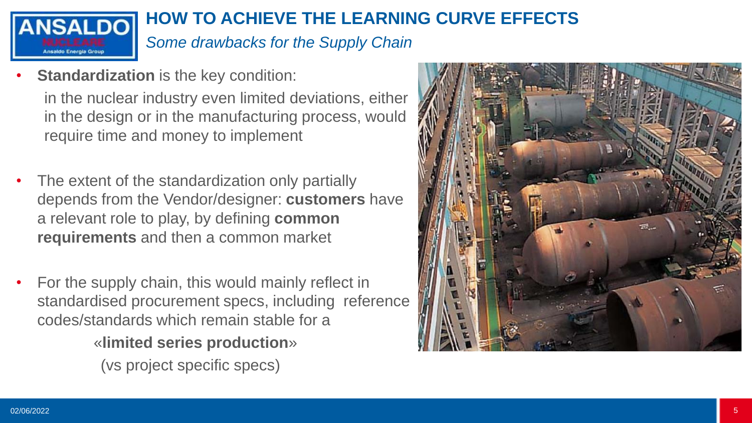# HOW TO ACHIEVE THE LEARNING CURVE EFFECTS

*Some drawbacks for the Supply Chain*

- **Standardization** is the key condition:

  in the nuclear industry even limited deviations, either in the design or in the manufacturing process, would require time and money to implement

- The extent of the standardization only partially depends from the Vendor/designer: **customers** have a relevant role to play, by defining **common requirements** and then a common market

- For the supply chain, this would mainly reflect in standardised procurement specs, including reference codes/standards which remain stable for a

  «**limited series production**»

  (vs project specific specs)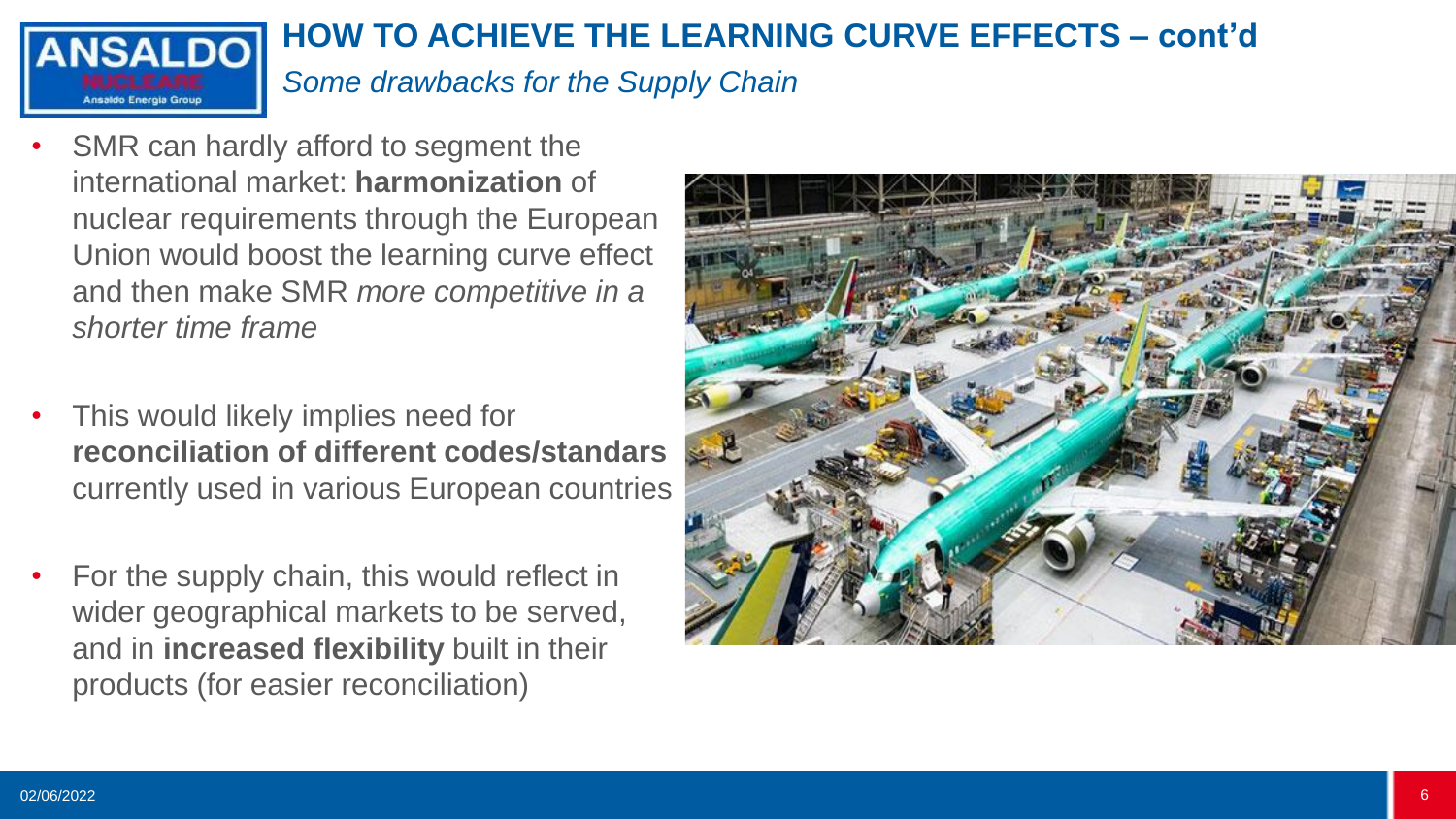## HOW TO ACHIEVE THE LEARNING CURVE EFFECTS – cont'd

*Some drawbacks for the Supply Chain*

- SMR can hardly afford to segment the international market: **harmonization** of nuclear requirements through the European Union would boost the learning curve effect and then make SMR *more competitive in a shorter time frame*
- This would likely implies need for **reconciliation of different codes/standars** currently used in various European countries
- For the supply chain, this would reflect in wider geographical markets to be served, and in **increased flexibility** built in their products (for easier reconciliation)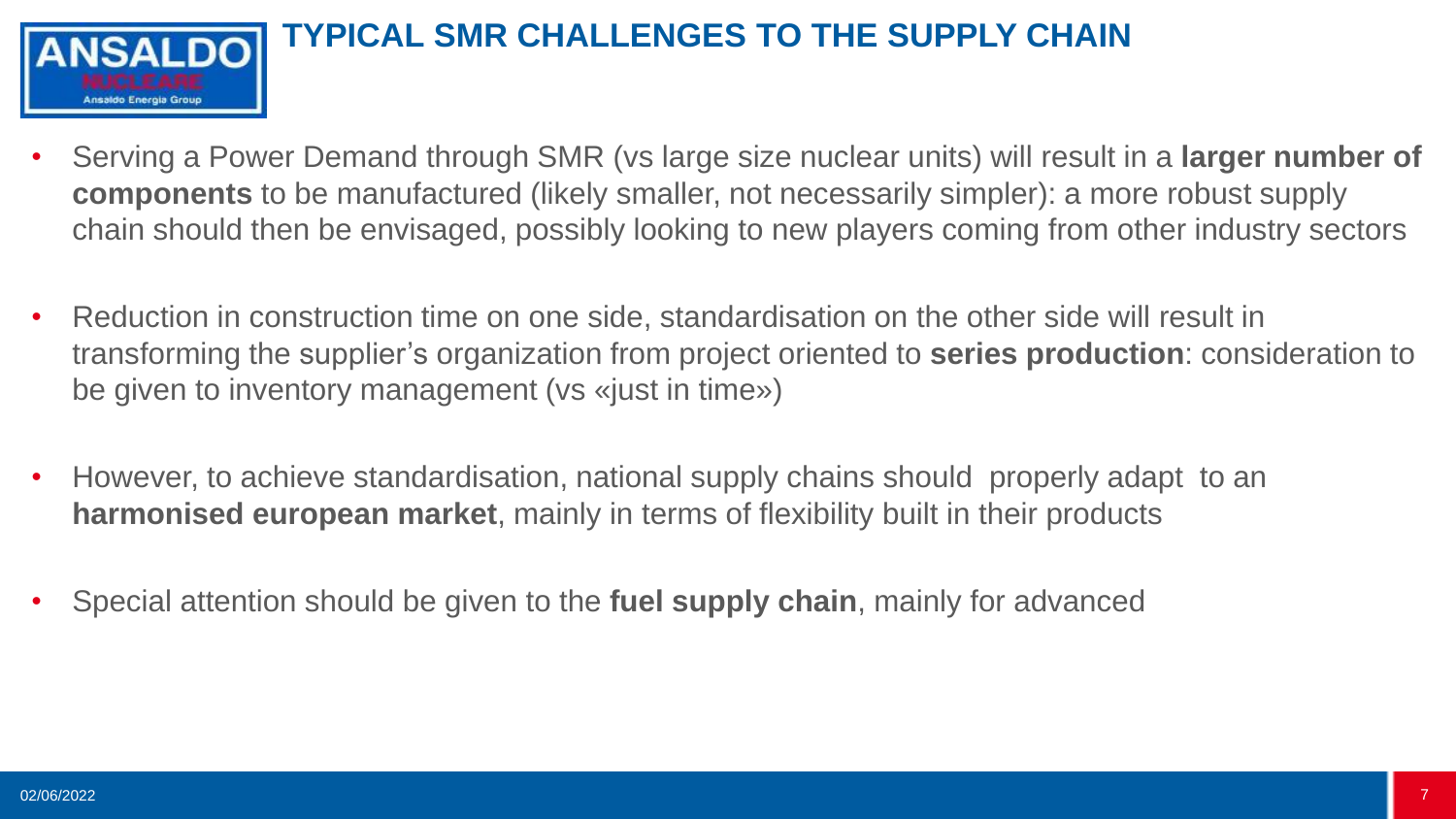# TYPICAL SMR CHALLENGES TO THE SUPPLY CHAIN

- Serving a Power Demand through SMR (vs large size nuclear units) will result in a **larger number of components** to be manufactured (likely smaller, not necessarily simpler): a more robust supply chain should then be envisaged, possibly looking to new players coming from other industry sectors
- Reduction in construction time on one side, standardisation on the other side will result in transforming the supplier's organization from project oriented to **series production**: consideration to be given to inventory management (vs «just in time»)
- However, to achieve standardisation, national supply chains should properly adapt to an **harmonised european market**, mainly in terms of flexibility built in their products
- Special attention should be given to the **fuel supply chain**, mainly for advanced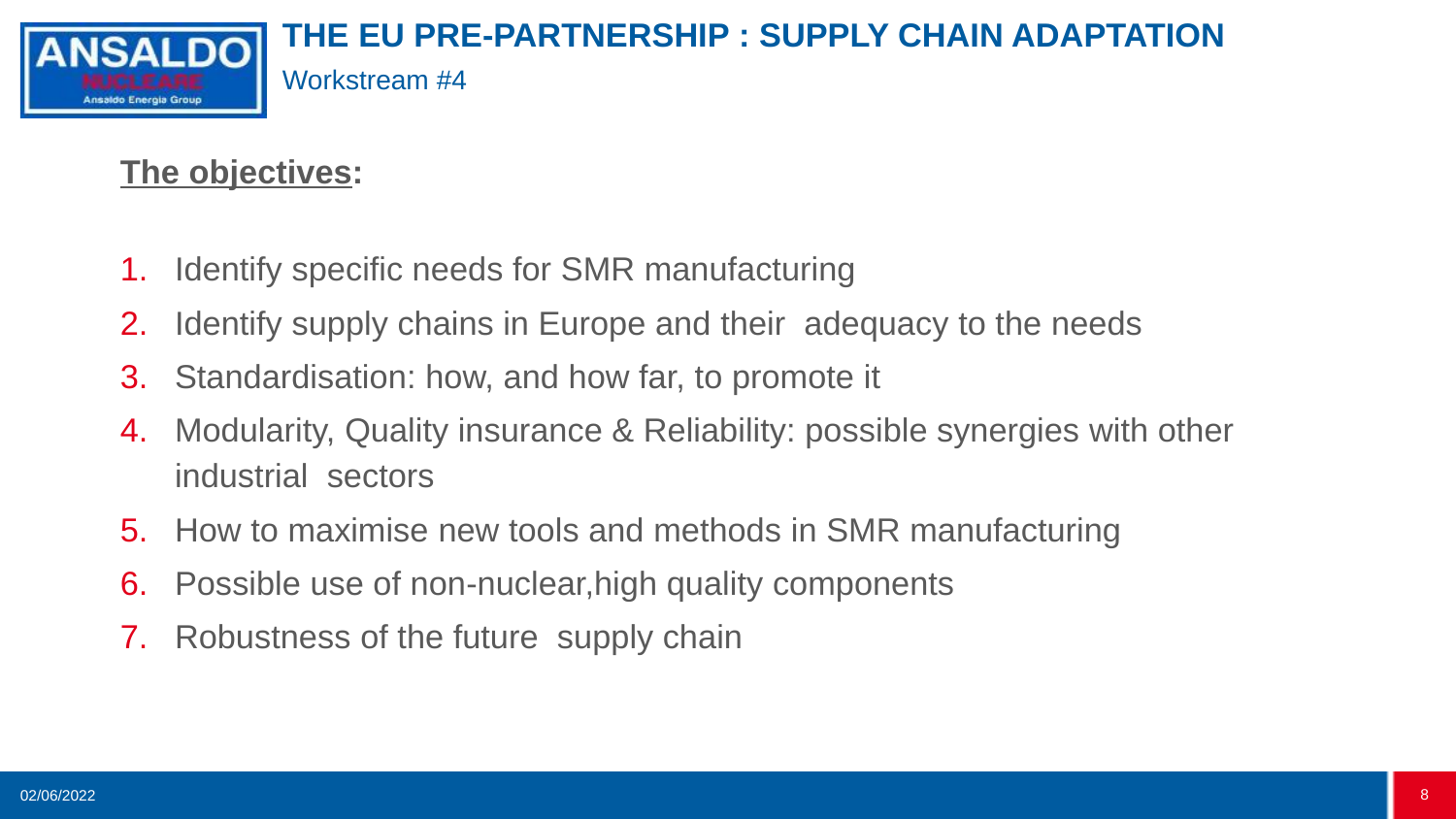# THE EU PRE-PARTNERSHIP : SUPPLY CHAIN ADAPTATION

Workstream #4

**The objectives:**

1. Identify specific needs for SMR manufacturing
2. Identify supply chains in Europe and their adequacy to the needs
3. Standardisation: how, and how far, to promote it
4. Modularity, Quality insurance & Reliability: possible synergies with other industrial sectors
5. How to maximise new tools and methods in SMR manufacturing
6. Possible use of non-nuclear,high quality components
7. Robustness of the future supply chain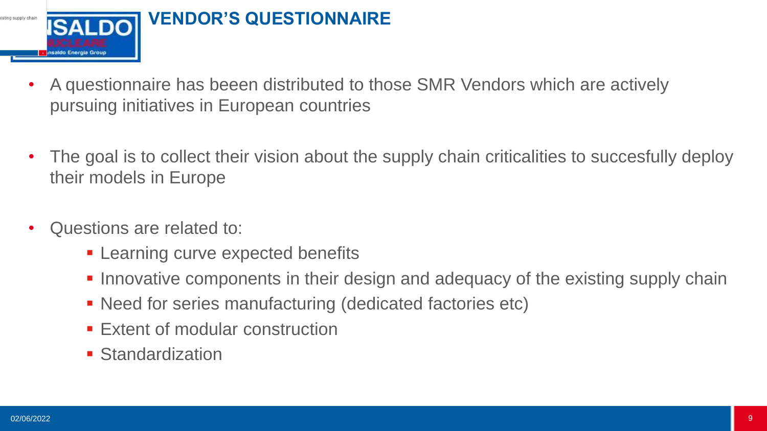# VENDOR'S QUESTIONNAIRE

- A questionnaire has beeen distributed to those SMR Vendors which are actively pursuing initiatives in European countries
- The goal is to collect their vision about the supply chain criticalities to succesfully deploy their models in Europe
- Questions are related to:
  - Learning curve expected benefits
  - Innovative components in their design and adequacy of the existing supply chain
  - Need for series manufacturing (dedicated factories etc)
  - Extent of modular construction
  - Standardization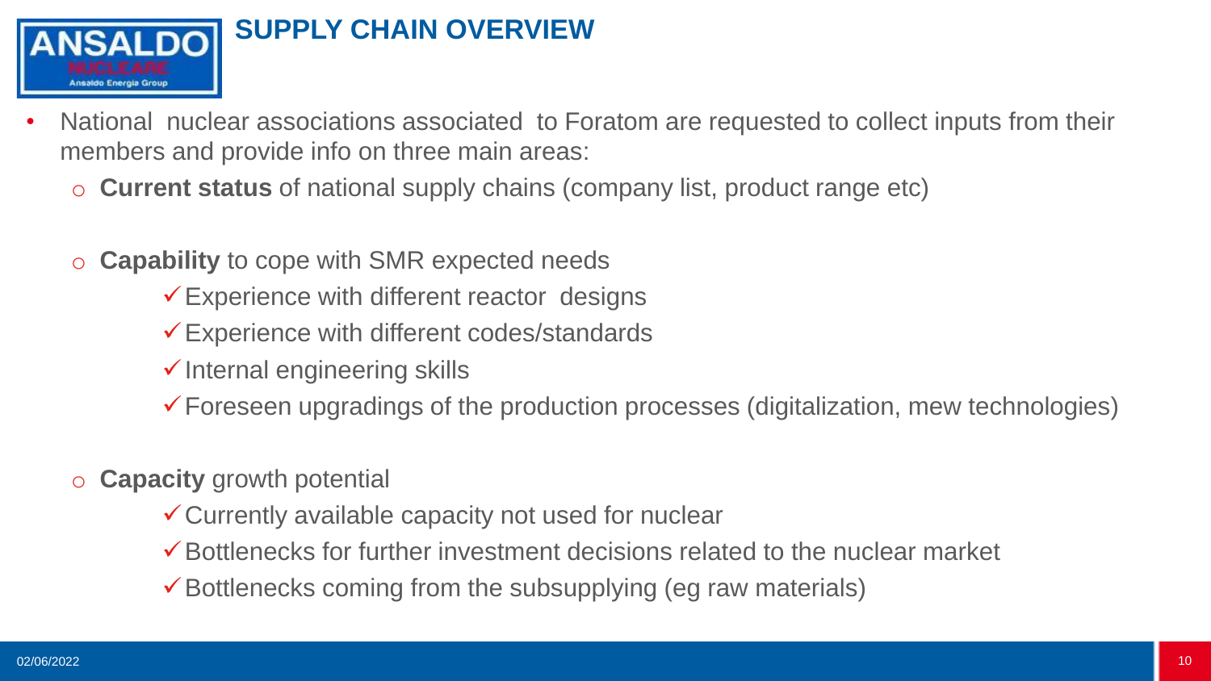## SUPPLY CHAIN OVERVIEW

- National nuclear associations associated to Foratom are requested to collect inputs from their members and provide info on three main areas:
  - **Current status** of national supply chains (company list, product range etc)
  - **Capability** to cope with SMR expected needs
    - ✓ Experience with different reactor designs
    - ✓ Experience with different codes/standards
    - ✓ Internal engineering skills
    - ✓ Foreseen upgradings of the production processes (digitalization, mew technologies)
  - **Capacity** growth potential
    - ✓ Currently available capacity not used for nuclear
    - ✓ Bottlenecks for further investment decisions related to the nuclear market
    - ✓ Bottlenecks coming from the subsupplying (eg raw materials)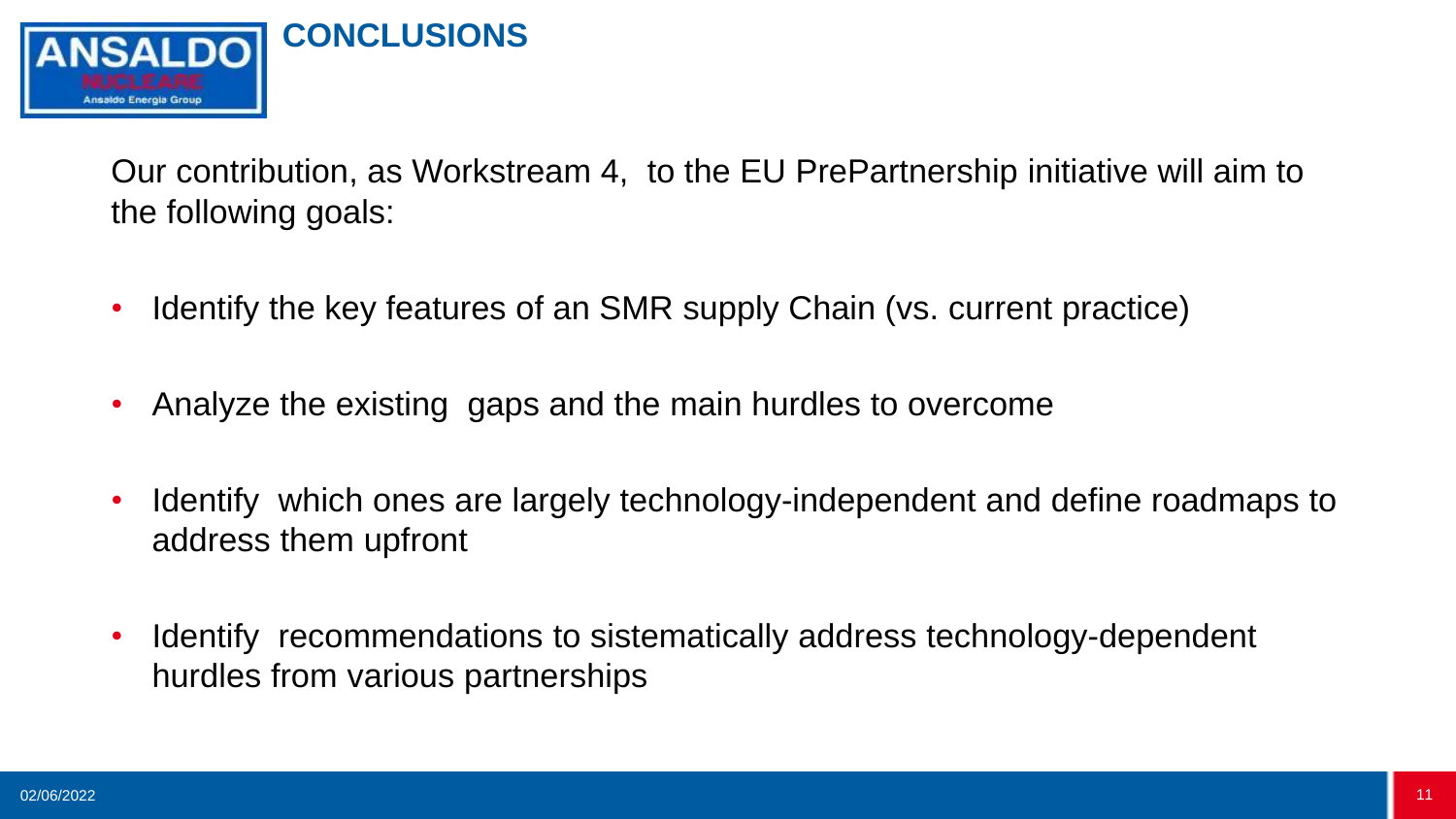# CONCLUSIONS

Our contribution, as Workstream 4, to the EU PrePartnership initiative will aim to the following goals:

- Identify the key features of an SMR supply Chain (vs. current practice)
- Analyze the existing gaps and the main hurdles to overcome
- Identify which ones are largely technology-independent and define roadmaps to address them upfront
- Identify recommendations to sistematically address technology-dependent hurdles from various partnerships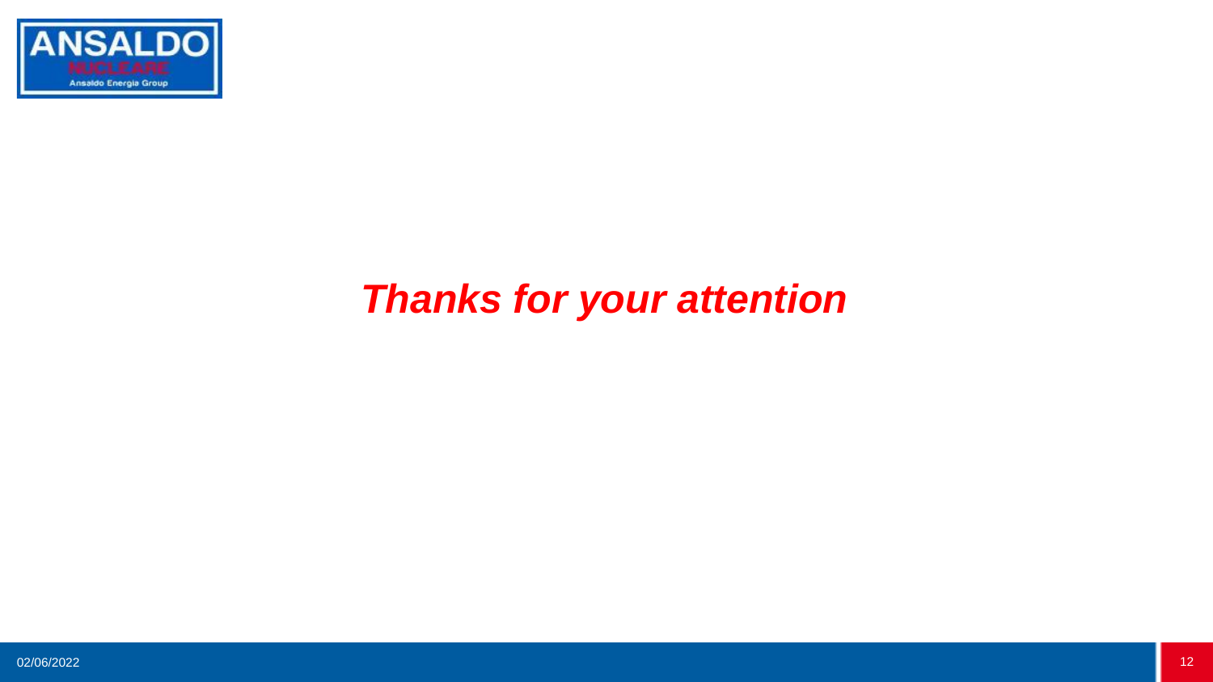***Thanks for your attention***